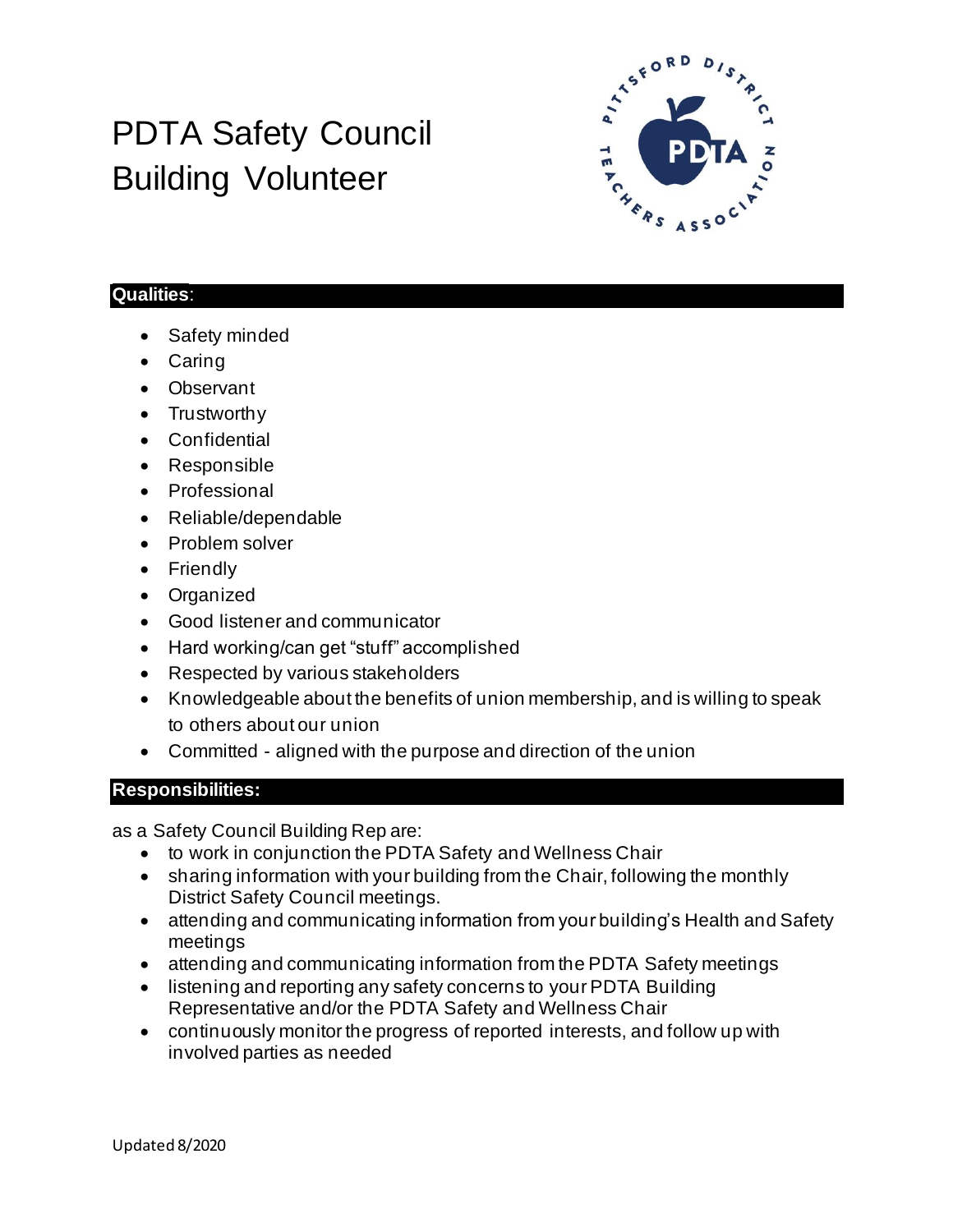# PDTA Safety Council Building Volunteer

## Qualities:

- Safety minded
- Caring
- Observant
- Trustworthy
- Confidential
- Responsible
- Professional
- Reliable/dependable
- Problem solver
- Friendly
- Organized
- Good listener and communicator
- Hard working/can get "stuff" accomplished
- Respected by various stakeholders
- Knowledgeable about the benefits of union membership, and is willing to speak to others about our union
- Committed - aligned with the purpose and direction of the union

## Responsibilities:

as a Safety Council Building Rep are:

- to work in conjunction the PDTA Safety and Wellness Chair
- sharing information with your building from the Chair, following the monthly District Safety Council meetings.
- attending and communicating information from your building's Health and Safety meetings
- attending and communicating information from the PDTA Safety meetings
- listening and reporting any safety concerns to your PDTA Building Representative and/or the PDTA Safety and Wellness Chair
- continuously monitor the progress of reported interests, and follow up with involved parties as needed

Updated 8/2020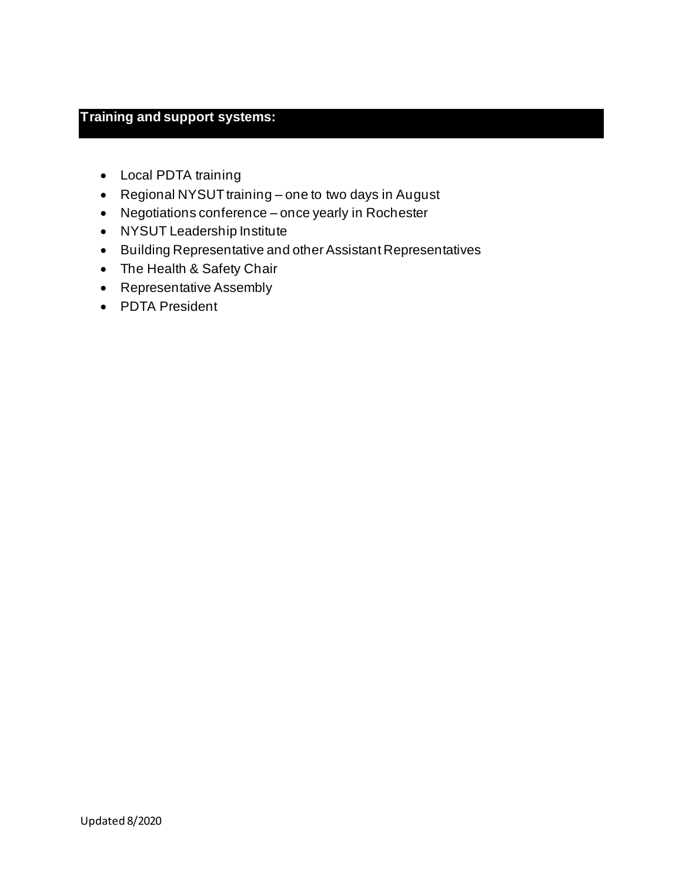## Training and support systems:

- Local PDTA training
- Regional NYSUT training – one to two days in August
- Negotiations conference – once yearly in Rochester
- NYSUT Leadership Institute
- Building Representative and other Assistant Representatives
- The Health & Safety Chair
- Representative Assembly
- PDTA President

Updated 8/2020